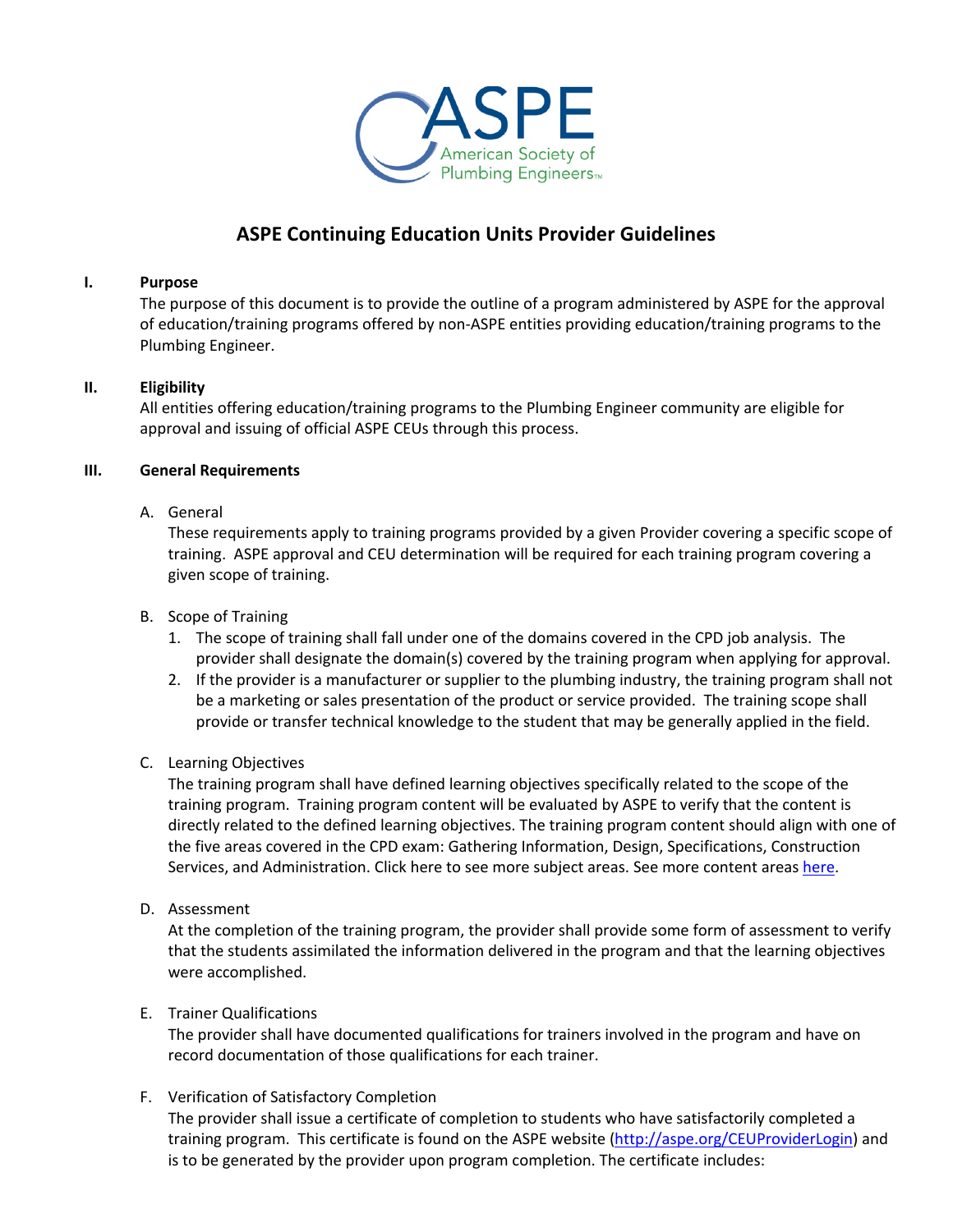# ASPE Continuing Education Units Provider Guidelines

**I. Purpose**

The purpose of this document is to provide the outline of a program administered by ASPE for the approval of education/training programs offered by non-ASPE entities providing education/training programs to the Plumbing Engineer.

**II. Eligibility**

All entities offering education/training programs to the Plumbing Engineer community are eligible for approval and issuing of official ASPE CEUs through this process.

**III. General Requirements**

A. General

These requirements apply to training programs provided by a given Provider covering a specific scope of training. ASPE approval and CEU determination will be required for each training program covering a given scope of training.

B. Scope of Training

1. The scope of training shall fall under one of the domains covered in the CPD job analysis. The provider shall designate the domain(s) covered by the training program when applying for approval.
2. If the provider is a manufacturer or supplier to the plumbing industry, the training program shall not be a marketing or sales presentation of the product or service provided. The training scope shall provide or transfer technical knowledge to the student that may be generally applied in the field.

C. Learning Objectives

The training program shall have defined learning objectives specifically related to the scope of the training program. Training program content will be evaluated by ASPE to verify that the content is directly related to the defined learning objectives. The training program content should align with one of the five areas covered in the CPD exam: Gathering Information, Design, Specifications, Construction Services, and Administration. Click here to see more subject areas. See more content areas [here](here).

D. Assessment

At the completion of the training program, the provider shall provide some form of assessment to verify that the students assimilated the information delivered in the program and that the learning objectives were accomplished.

E. Trainer Qualifications

The provider shall have documented qualifications for trainers involved in the program and have on record documentation of those qualifications for each trainer.

F. Verification of Satisfactory Completion

The provider shall issue a certificate of completion to students who have satisfactorily completed a training program. This certificate is found on the ASPE website (http://aspe.org/CEUProviderLogin) and is to be generated by the provider upon program completion. The certificate includes: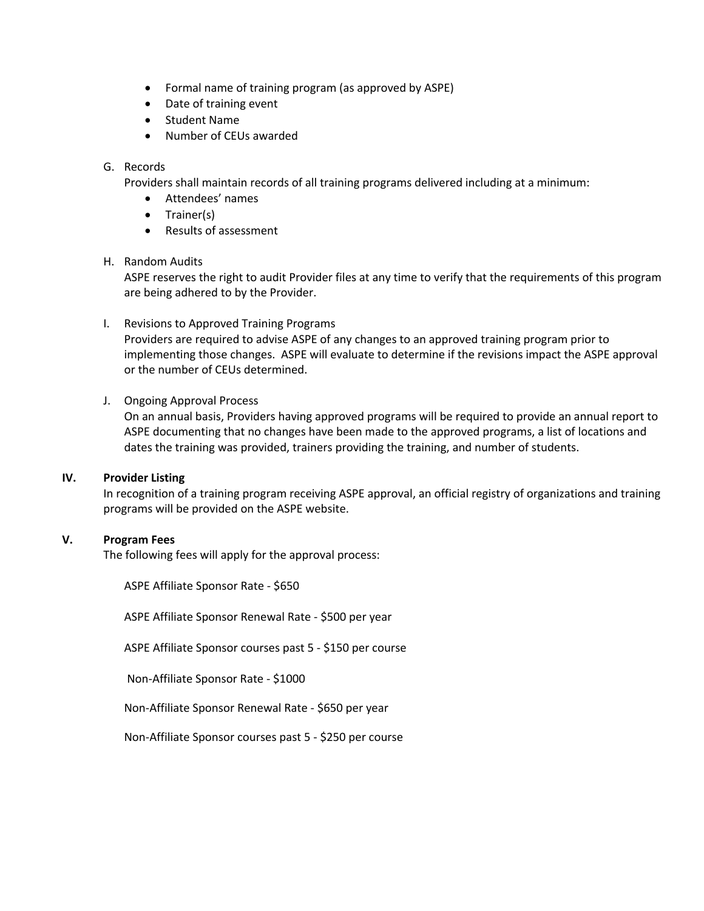- Formal name of training program (as approved by ASPE)
- Date of training event
- Student Name
- Number of CEUs awarded

G. Records

Providers shall maintain records of all training programs delivered including at a minimum:

- Attendees' names
- Trainer(s)
- Results of assessment

H. Random Audits

ASPE reserves the right to audit Provider files at any time to verify that the requirements of this program are being adhered to by the Provider.

I. Revisions to Approved Training Programs

Providers are required to advise ASPE of any changes to an approved training program prior to implementing those changes. ASPE will evaluate to determine if the revisions impact the ASPE approval or the number of CEUs determined.

J. Ongoing Approval Process

On an annual basis, Providers having approved programs will be required to provide an annual report to ASPE documenting that no changes have been made to the approved programs, a list of locations and dates the training was provided, trainers providing the training, and number of students.

## IV. Provider Listing

In recognition of a training program receiving ASPE approval, an official registry of organizations and training programs will be provided on the ASPE website.

## V. Program Fees

The following fees will apply for the approval process:

ASPE Affiliate Sponsor Rate - $650

ASPE Affiliate Sponsor Renewal Rate - $500 per year

ASPE Affiliate Sponsor courses past 5 - $150 per course

Non-Affiliate Sponsor Rate - $1000

Non-Affiliate Sponsor Renewal Rate - $650 per year

Non-Affiliate Sponsor courses past 5 - $250 per course